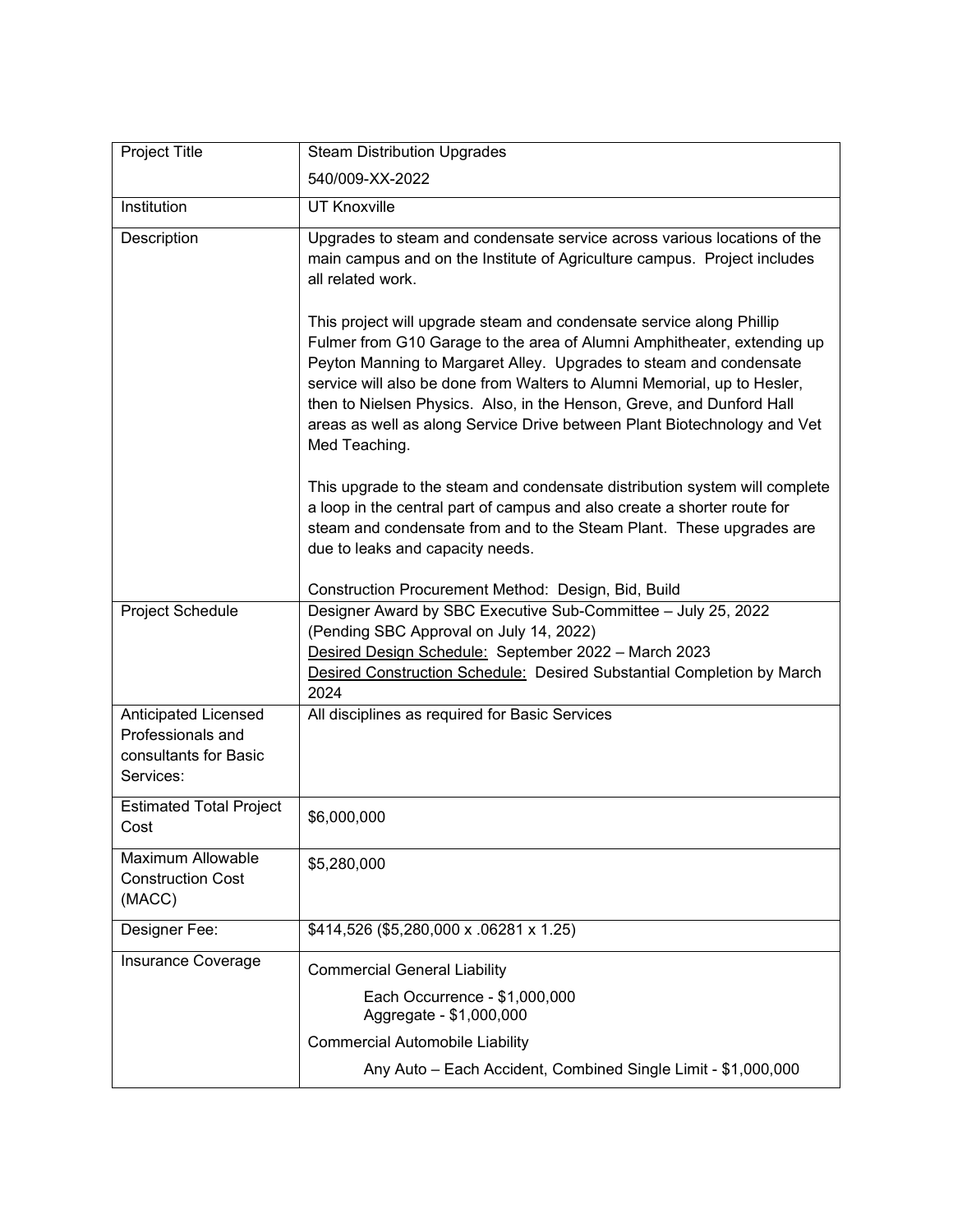| Project Title | Steam Distribution Upgrades<br>540/009-XX-2022 |
|---|---|
| Institution | UT Knoxville |
| Description | Upgrades to steam and condensate service across various locations of the main campus and on the Institute of Agriculture campus. Project includes all related work.<br><br>This project will upgrade steam and condensate service along Phillip Fulmer from G10 Garage to the area of Alumni Amphitheater, extending up Peyton Manning to Margaret Alley. Upgrades to steam and condensate service will also be done from Walters to Alumni Memorial, up to Hesler, then to Nielsen Physics. Also, in the Henson, Greve, and Dunford Hall areas as well as along Service Drive between Plant Biotechnology and Vet Med Teaching.<br><br>This upgrade to the steam and condensate distribution system will complete a loop in the central part of campus and also create a shorter route for steam and condensate from and to the Steam Plant. These upgrades are due to leaks and capacity needs.<br><br>Construction Procurement Method: Design, Bid, Build |
| Project Schedule | Designer Award by SBC Executive Sub-Committee – July 25, 2022 (Pending SBC Approval on July 14, 2022)<br>Desired Design Schedule: September 2022 – March 2023<br>Desired Construction Schedule: Desired Substantial Completion by March 2024 |
| Anticipated Licensed Professionals and consultants for Basic Services: | All disciplines as required for Basic Services |
| Estimated Total Project Cost | $6,000,000 |
| Maximum Allowable Construction Cost (MACC) | $5,280,000 |
| Designer Fee: | $414,526 ($5,280,000 x .06281 x 1.25) |
| Insurance Coverage | Commercial General Liability<br>Each Occurrence - $1,000,000<br>Aggregate - $1,000,000<br>Commercial Automobile Liability<br>Any Auto – Each Accident, Combined Single Limit - $1,000,000 |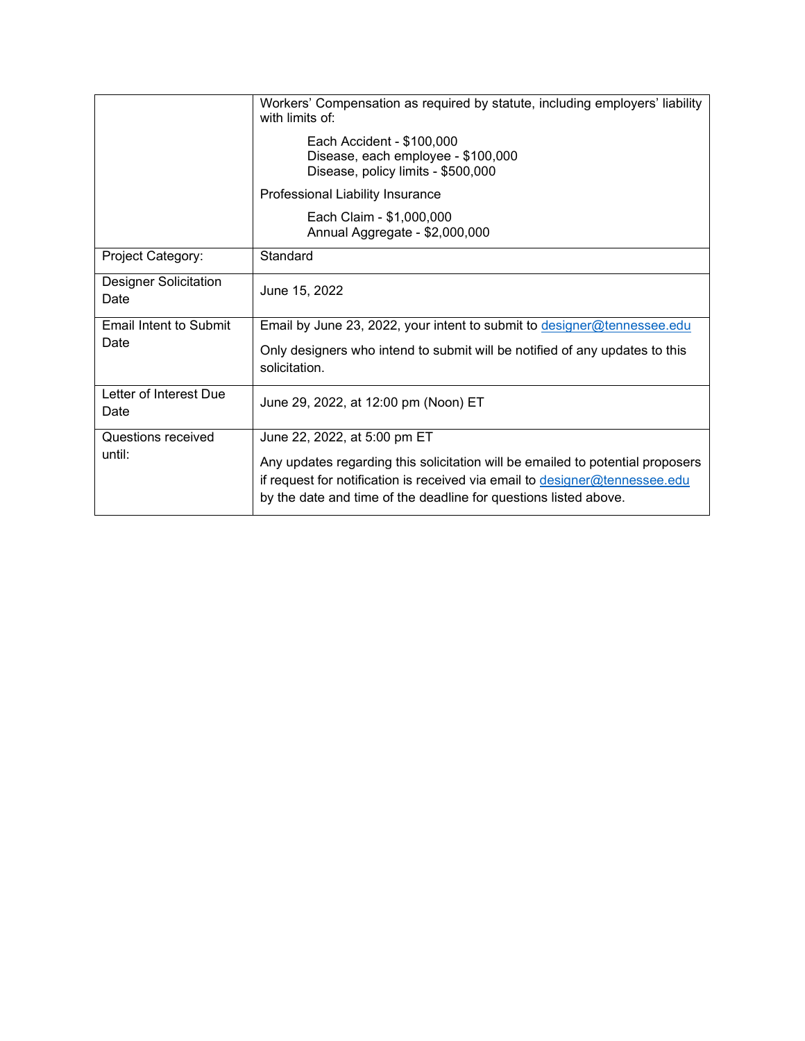| | |
|---|---|
| | Workers' Compensation as required by statute, including employers' liability with limits of:<br><br>Each Accident - $100,000<br>Disease, each employee - $100,000<br>Disease, policy limits - $500,000<br><br>Professional Liability Insurance<br><br>Each Claim - $1,000,000<br>Annual Aggregate - $2,000,000 |
| Project Category: | Standard |
| Designer Solicitation Date | June 15, 2022 |
| Email Intent to Submit Date | Email by June 23, 2022, your intent to submit to designer@tennessee.edu<br><br>Only designers who intend to submit will be notified of any updates to this solicitation. |
| Letter of Interest Due Date | June 29, 2022, at 12:00 pm (Noon) ET |
| Questions received until: | June 22, 2022, at 5:00 pm ET<br><br>Any updates regarding this solicitation will be emailed to potential proposers if request for notification is received via email to designer@tennessee.edu by the date and time of the deadline for questions listed above. |